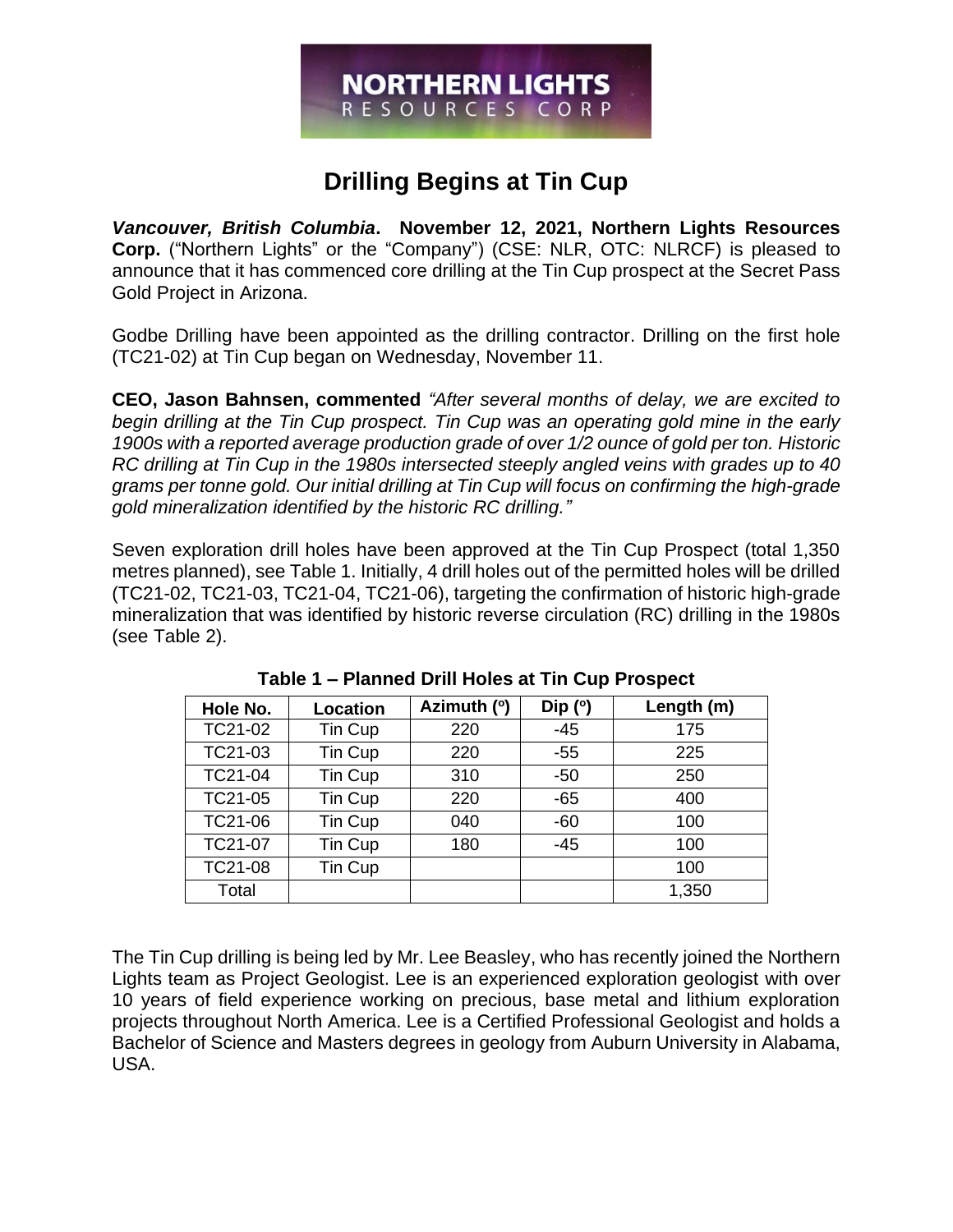NORTHERN LIGHTS
RESOURCES CORP

# Drilling Begins at Tin Cup

***Vancouver, British Columbia*. November 12, 2021, Northern Lights Resources Corp.** ("Northern Lights" or the "Company") (CSE: NLR, OTC: NLRCF) is pleased to announce that it has commenced core drilling at the Tin Cup prospect at the Secret Pass Gold Project in Arizona.

Godbe Drilling have been appointed as the drilling contractor. Drilling on the first hole (TC21-02) at Tin Cup began on Wednesday, November 11.

**CEO, Jason Bahnsen, commented** *"After several months of delay, we are excited to begin drilling at the Tin Cup prospect. Tin Cup was an operating gold mine in the early 1900s with a reported average production grade of over 1/2 ounce of gold per ton. Historic RC drilling at Tin Cup in the 1980s intersected steeply angled veins with grades up to 40 grams per tonne gold. Our initial drilling at Tin Cup will focus on confirming the high-grade gold mineralization identified by the historic RC drilling."*

Seven exploration drill holes have been approved at the Tin Cup Prospect (total 1,350 metres planned), see Table 1. Initially, 4 drill holes out of the permitted holes will be drilled (TC21-02, TC21-03, TC21-04, TC21-06), targeting the confirmation of historic high-grade mineralization that was identified by historic reverse circulation (RC) drilling in the 1980s (see Table 2).

**Table 1 – Planned Drill Holes at Tin Cup Prospect**

| Hole No. | Location | Azimuth (°) | Dip (°) | Length (m) |
|---|---|---|---|---|
| TC21-02 | Tin Cup | 220 | -45 | 175 |
| TC21-03 | Tin Cup | 220 | -55 | 225 |
| TC21-04 | Tin Cup | 310 | -50 | 250 |
| TC21-05 | Tin Cup | 220 | -65 | 400 |
| TC21-06 | Tin Cup | 040 | -60 | 100 |
| TC21-07 | Tin Cup | 180 | -45 | 100 |
| TC21-08 | Tin Cup | | | 100 |
| Total | | | | 1,350 |

The Tin Cup drilling is being led by Mr. Lee Beasley, who has recently joined the Northern Lights team as Project Geologist. Lee is an experienced exploration geologist with over 10 years of field experience working on precious, base metal and lithium exploration projects throughout North America. Lee is a Certified Professional Geologist and holds a Bachelor of Science and Masters degrees in geology from Auburn University in Alabama, USA.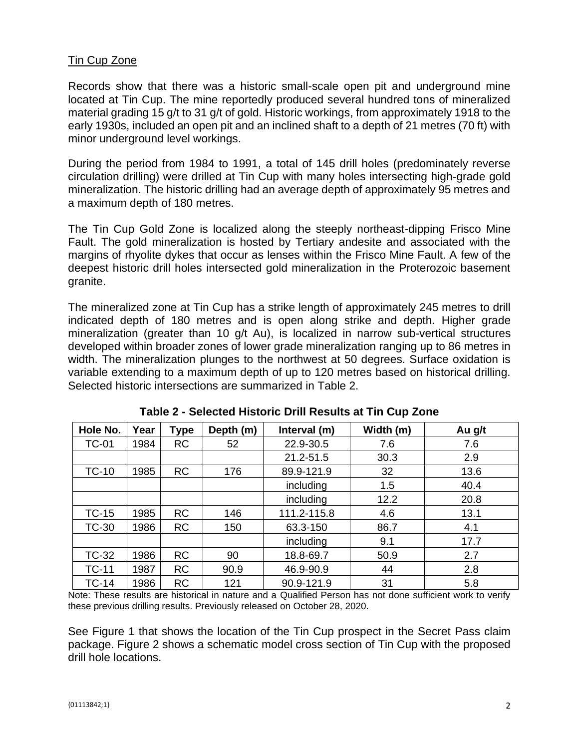## Tin Cup Zone

Records show that there was a historic small-scale open pit and underground mine located at Tin Cup. The mine reportedly produced several hundred tons of mineralized material grading 15 g/t to 31 g/t of gold. Historic workings, from approximately 1918 to the early 1930s, included an open pit and an inclined shaft to a depth of 21 metres (70 ft) with minor underground level workings.

During the period from 1984 to 1991, a total of 145 drill holes (predominately reverse circulation drilling) were drilled at Tin Cup with many holes intersecting high-grade gold mineralization. The historic drilling had an average depth of approximately 95 metres and a maximum depth of 180 metres.

The Tin Cup Gold Zone is localized along the steeply northeast-dipping Frisco Mine Fault. The gold mineralization is hosted by Tertiary andesite and associated with the margins of rhyolite dykes that occur as lenses within the Frisco Mine Fault. A few of the deepest historic drill holes intersected gold mineralization in the Proterozoic basement granite.

The mineralized zone at Tin Cup has a strike length of approximately 245 metres to drill indicated depth of 180 metres and is open along strike and depth. Higher grade mineralization (greater than 10 g/t Au), is localized in narrow sub-vertical structures developed within broader zones of lower grade mineralization ranging up to 86 metres in width. The mineralization plunges to the northwest at 50 degrees. Surface oxidation is variable extending to a maximum depth of up to 120 metres based on historical drilling. Selected historic intersections are summarized in Table 2.

**Table 2 - Selected Historic Drill Results at Tin Cup Zone**

| Hole No. | Year | Type | Depth (m) | Interval (m) | Width (m) | Au g/t |
|---|---|---|---|---|---|---|
| TC-01 | 1984 | RC | 52 | 22.9-30.5 | 7.6 | 7.6 |
| | | | | 21.2-51.5 | 30.3 | 2.9 |
| TC-10 | 1985 | RC | 176 | 89.9-121.9 | 32 | 13.6 |
| | | | | including | 1.5 | 40.4 |
| | | | | including | 12.2 | 20.8 |
| TC-15 | 1985 | RC | 146 | 111.2-115.8 | 4.6 | 13.1 |
| TC-30 | 1986 | RC | 150 | 63.3-150 | 86.7 | 4.1 |
| | | | | including | 9.1 | 17.7 |
| TC-32 | 1986 | RC | 90 | 18.8-69.7 | 50.9 | 2.7 |
| TC-11 | 1987 | RC | 90.9 | 46.9-90.9 | 44 | 2.8 |
| TC-14 | 1986 | RC | 121 | 90.9-121.9 | 31 | 5.8 |

Note: These results are historical in nature and a Qualified Person has not done sufficient work to verify these previous drilling results. Previously released on October 28, 2020.

See Figure 1 that shows the location of the Tin Cup prospect in the Secret Pass claim package. Figure 2 shows a schematic model cross section of Tin Cup with the proposed drill hole locations.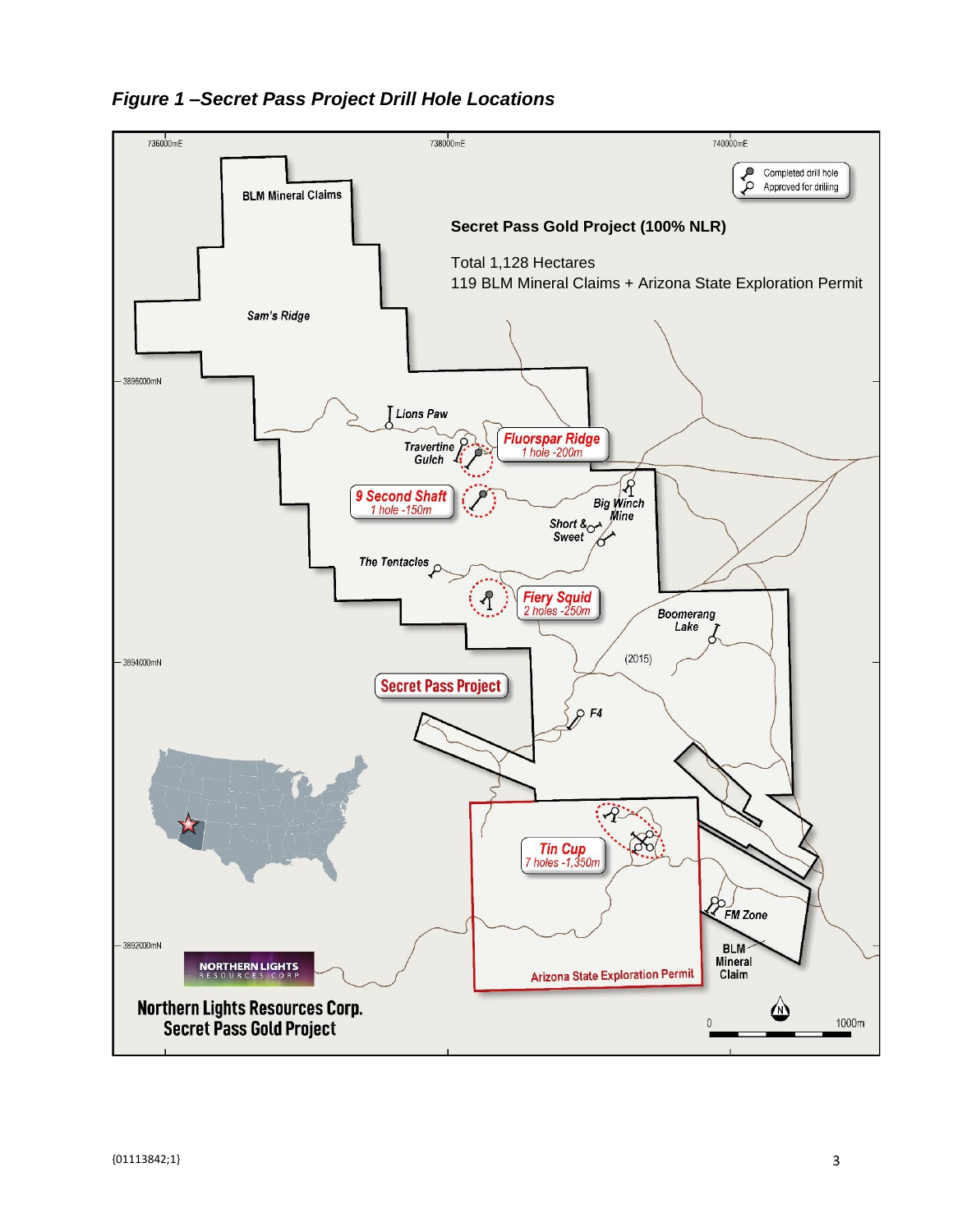***Figure 1 –Secret Pass Project Drill Hole Locations***

736000mE 738000mE 740000mE

Completed drill hole
Approved for drilling

BLM Mineral Claims

**Secret Pass Gold Project (100% NLR)**

Total 1,128 Hectares
119 BLM Mineral Claims + Arizona State Exploration Permit

Sam's Ridge

3896000mN

Lions Paw

Travertine Gulch

Fluorspar Ridge
1 hole -200m

9 Second Shaft
1 hole -150m

Big Winch Mine

Short & Sweet

The Tentacles

Fiery Squid
2 holes -250m

Boomerang Lake

(2015)

3894000mN

Secret Pass Project

F4

Tin Cup
7 holes -1,350m

FM Zone

BLM Mineral Claim

Arizona State Exploration Permit

3892000mN

NORTHERN LIGHTS RESOURCES CORP

Northern Lights Resources Corp.
Secret Pass Gold Project

0 1000m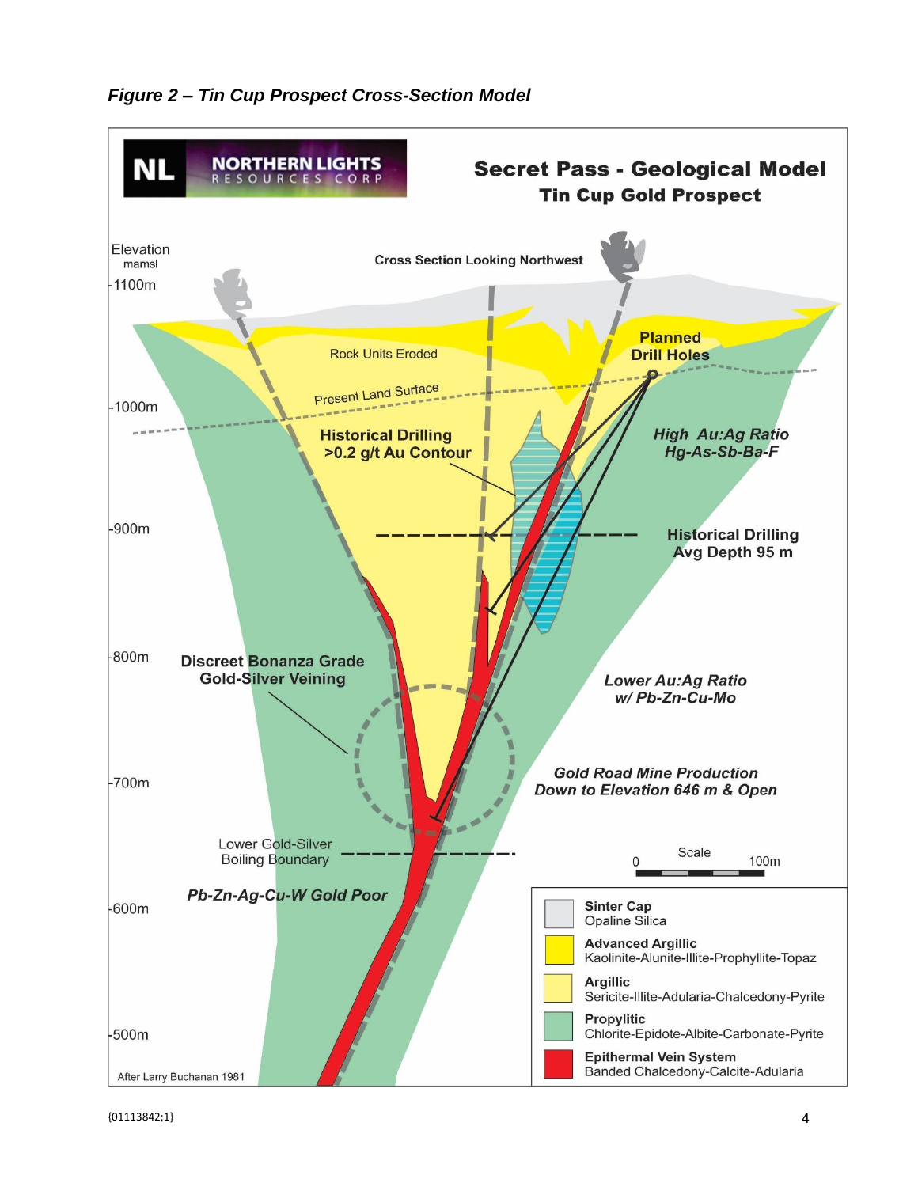***Figure 2 – Tin Cup Prospect Cross-Section Model***

**NL NORTHERN LIGHTS RESOURCES CORP**

**Secret Pass - Geological Model**

**Tin Cup Gold Prospect**

**Cross Section Looking Northwest**

Elevation mamsl

1100m

1000m

900m

800m

700m

600m

500m

Rock Units Eroded

Present Land Surface

**Planned Drill Holes**

**Historical Drilling >0.2 g/t Au Contour**

***High Au:Ag Ratio Hg-As-Sb-Ba-F***

**Historical Drilling Avg Depth 95 m**

**Discreet Bonanza Grade Gold-Silver Veining**

***Lower Au:Ag Ratio w/ Pb-Zn-Cu-Mo***

***Gold Road Mine Production Down to Elevation 646 m & Open***

Lower Gold-Silver Boiling Boundary

***Pb-Zn-Ag-Cu-W Gold Poor***

Scale 0 100m

**Sinter Cap** Opaline Silica

**Advanced Argillic** Kaolinite-Alunite-Illite-Prophyllite-Topaz

**Argillic** Sericite-Illite-Adularia-Chalcedony-Pyrite

**Propylitic** Chlorite-Epidote-Albite-Carbonate-Pyrite

**Epithermal Vein System** Banded Chalcedony-Calcite-Adularia

After Larry Buchanan 1981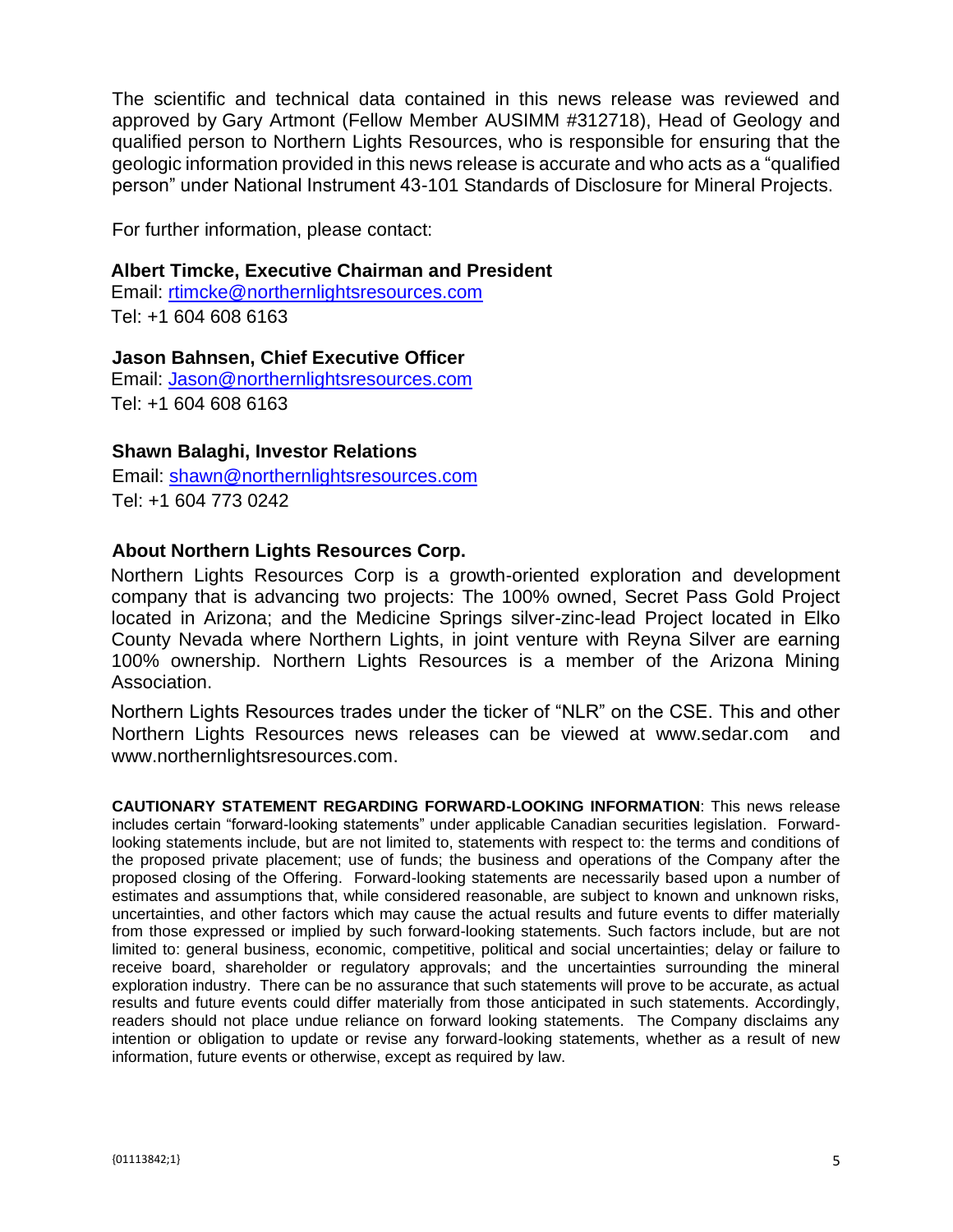The scientific and technical data contained in this news release was reviewed and approved by Gary Artmont (Fellow Member AUSIMM #312718), Head of Geology and qualified person to Northern Lights Resources, who is responsible for ensuring that the geologic information provided in this news release is accurate and who acts as a "qualified person" under National Instrument 43-101 Standards of Disclosure for Mineral Projects.

For further information, please contact:

**Albert Timcke, Executive Chairman and President**
Email: rtimcke@northernlightsresources.com
Tel: +1 604 608 6163

**Jason Bahnsen, Chief Executive Officer**
Email: Jason@northernlightsresources.com
Tel: +1 604 608 6163

**Shawn Balaghi, Investor Relations**
Email: shawn@northernlightsresources.com
Tel: +1 604 773 0242

**About Northern Lights Resources Corp.**

Northern Lights Resources Corp is a growth-oriented exploration and development company that is advancing two projects: The 100% owned, Secret Pass Gold Project located in Arizona; and the Medicine Springs silver-zinc-lead Project located in Elko County Nevada where Northern Lights, in joint venture with Reyna Silver are earning 100% ownership. Northern Lights Resources is a member of the Arizona Mining Association.

Northern Lights Resources trades under the ticker of "NLR" on the CSE. This and other Northern Lights Resources news releases can be viewed at www.sedar.com and www.northernlightsresources.com.

**CAUTIONARY STATEMENT REGARDING FORWARD-LOOKING INFORMATION**: This news release includes certain "forward-looking statements" under applicable Canadian securities legislation. Forward-looking statements include, but are not limited to, statements with respect to: the terms and conditions of the proposed private placement; use of funds; the business and operations of the Company after the proposed closing of the Offering. Forward-looking statements are necessarily based upon a number of estimates and assumptions that, while considered reasonable, are subject to known and unknown risks, uncertainties, and other factors which may cause the actual results and future events to differ materially from those expressed or implied by such forward-looking statements. Such factors include, but are not limited to: general business, economic, competitive, political and social uncertainties; delay or failure to receive board, shareholder or regulatory approvals; and the uncertainties surrounding the mineral exploration industry. There can be no assurance that such statements will prove to be accurate, as actual results and future events could differ materially from those anticipated in such statements. Accordingly, readers should not place undue reliance on forward looking statements. The Company disclaims any intention or obligation to update or revise any forward-looking statements, whether as a result of new information, future events or otherwise, except as required by law.

{01113842;1}